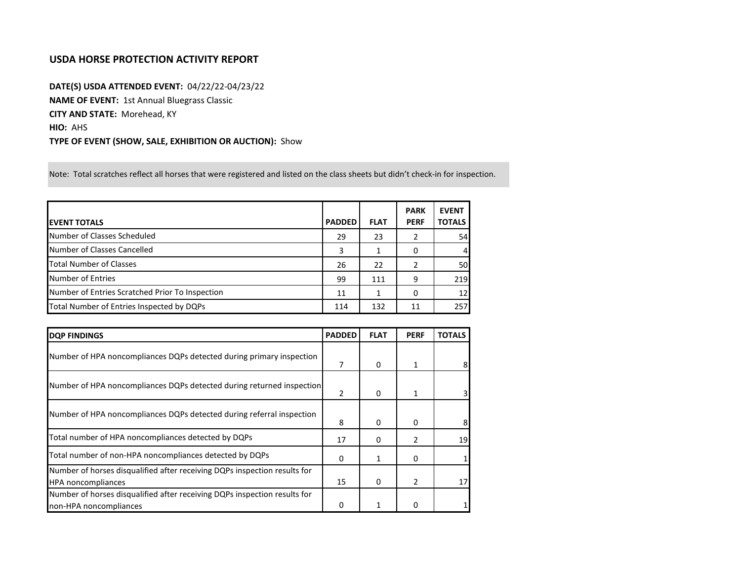# USDA HORSE PROTECTION ACTIVITY REPORT

**DATE(S) USDA ATTENDED EVENT:** 04/22/22-04/23/22

**NAME OF EVENT:** 1st Annual Bluegrass Classic

**CITY AND STATE:** Morehead, KY

**HIO:** AHS

**TYPE OF EVENT (SHOW, SALE, EXHIBITION OR AUCTION):** Show

Note: Total scratches reflect all horses that were registered and listed on the class sheets but didn't check-in for inspection.

| EVENT TOTALS | PADDED | FLAT | PARK PERF | EVENT TOTALS |
|---|---|---|---|---|
| Number of Classes Scheduled | 29 | 23 | 2 | 54 |
| Number of Classes Cancelled | 3 | 1 | 0 | 4 |
| Total Number of Classes | 26 | 22 | 2 | 50 |
| Number of Entries | 99 | 111 | 9 | 219 |
| Number of Entries Scratched Prior To Inspection | 11 | 1 | 0 | 12 |
| Total Number of Entries Inspected by DQPs | 114 | 132 | 11 | 257 |

| DQP FINDINGS | PADDED | FLAT | PERF | TOTALS |
|---|---|---|---|---|
| Number of HPA noncompliances DQPs detected during primary inspection | 7 | 0 | 1 | 8 |
| Number of HPA noncompliances DQPs detected during returned inspection | 2 | 0 | 1 | 3 |
| Number of HPA noncompliances DQPs detected during referral inspection | 8 | 0 | 0 | 8 |
| Total number of HPA noncompliances detected by DQPs | 17 | 0 | 2 | 19 |
| Total number of non-HPA noncompliances detected by DQPs | 0 | 1 | 0 | 1 |
| Number of horses disqualified after receiving DQPs inspection results for HPA noncompliances | 15 | 0 | 2 | 17 |
| Number of horses disqualified after receiving DQPs inspection results for non-HPA noncompliances | 0 | 1 | 0 | 1 |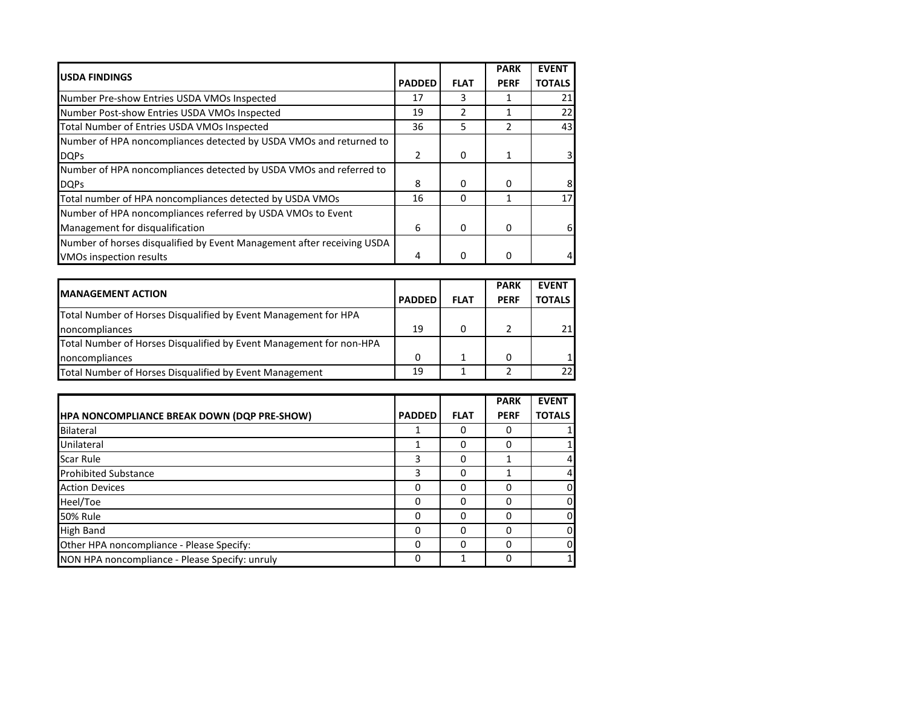| USDA FINDINGS | PADDED | FLAT | PARK PERF | EVENT TOTALS |
|---|---|---|---|---|
| Number Pre-show Entries USDA VMOs Inspected | 17 | 3 | 1 | 21 |
| Number Post-show Entries USDA VMOs Inspected | 19 | 2 | 1 | 22 |
| Total Number of Entries USDA VMOs Inspected | 36 | 5 | 2 | 43 |
| Number of HPA noncompliances detected by USDA VMOs and returned to DQPs | 2 | 0 | 1 | 3 |
| Number of HPA noncompliances detected by USDA VMOs and referred to DQPs | 8 | 0 | 0 | 8 |
| Total number of HPA noncompliances detected by USDA VMOs | 16 | 0 | 1 | 17 |
| Number of HPA noncompliances referred by USDA VMOs to Event Management for disqualification | 6 | 0 | 0 | 6 |
| Number of horses disqualified by Event Management after receiving USDA VMOs inspection results | 4 | 0 | 0 | 4 |

| MANAGEMENT ACTION | PADDED | FLAT | PARK PERF | EVENT TOTALS |
|---|---|---|---|---|
| Total Number of Horses Disqualified by Event Management for HPA noncompliances | 19 | 0 | 2 | 21 |
| Total Number of Horses Disqualified by Event Management for non-HPA noncompliances | 0 | 1 | 0 | 1 |
| Total Number of Horses Disqualified by Event Management | 19 | 1 | 2 | 22 |

| HPA NONCOMPLIANCE BREAK DOWN (DQP PRE-SHOW) | PADDED | FLAT | PARK PERF | EVENT TOTALS |
|---|---|---|---|---|
| Bilateral | 1 | 0 | 0 | 1 |
| Unilateral | 1 | 0 | 0 | 1 |
| Scar Rule | 3 | 0 | 1 | 4 |
| Prohibited Substance | 3 | 0 | 1 | 4 |
| Action Devices | 0 | 0 | 0 | 0 |
| Heel/Toe | 0 | 0 | 0 | 0 |
| 50% Rule | 0 | 0 | 0 | 0 |
| High Band | 0 | 0 | 0 | 0 |
| Other HPA noncompliance - Please Specify: | 0 | 0 | 0 | 0 |
| NON HPA noncompliance - Please Specify: unruly | 0 | 1 | 0 | 1 |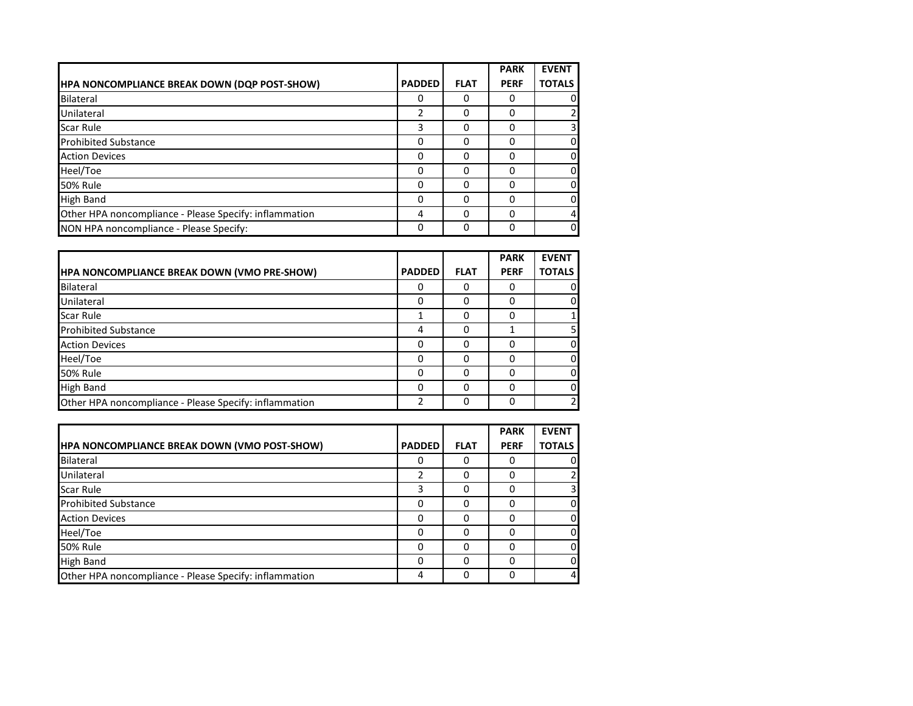| HPA NONCOMPLIANCE BREAK DOWN (DQP POST-SHOW) | PADDED | FLAT | PARK PERF | EVENT TOTALS |
|---|---|---|---|---|
| Bilateral | 0 | 0 | 0 | 0 |
| Unilateral | 2 | 0 | 0 | 2 |
| Scar Rule | 3 | 0 | 0 | 3 |
| Prohibited Substance | 0 | 0 | 0 | 0 |
| Action Devices | 0 | 0 | 0 | 0 |
| Heel/Toe | 0 | 0 | 0 | 0 |
| 50% Rule | 0 | 0 | 0 | 0 |
| High Band | 0 | 0 | 0 | 0 |
| Other HPA noncompliance - Please Specify: inflammation | 4 | 0 | 0 | 4 |
| NON HPA noncompliance - Please Specify: | 0 | 0 | 0 | 0 |

| HPA NONCOMPLIANCE BREAK DOWN (VMO PRE-SHOW) | PADDED | FLAT | PARK PERF | EVENT TOTALS |
|---|---|---|---|---|
| Bilateral | 0 | 0 | 0 | 0 |
| Unilateral | 0 | 0 | 0 | 0 |
| Scar Rule | 1 | 0 | 0 | 1 |
| Prohibited Substance | 4 | 0 | 1 | 5 |
| Action Devices | 0 | 0 | 0 | 0 |
| Heel/Toe | 0 | 0 | 0 | 0 |
| 50% Rule | 0 | 0 | 0 | 0 |
| High Band | 0 | 0 | 0 | 0 |
| Other HPA noncompliance - Please Specify: inflammation | 2 | 0 | 0 | 2 |

| HPA NONCOMPLIANCE BREAK DOWN (VMO POST-SHOW) | PADDED | FLAT | PARK PERF | EVENT TOTALS |
|---|---|---|---|---|
| Bilateral | 0 | 0 | 0 | 0 |
| Unilateral | 2 | 0 | 0 | 2 |
| Scar Rule | 3 | 0 | 0 | 3 |
| Prohibited Substance | 0 | 0 | 0 | 0 |
| Action Devices | 0 | 0 | 0 | 0 |
| Heel/Toe | 0 | 0 | 0 | 0 |
| 50% Rule | 0 | 0 | 0 | 0 |
| High Band | 0 | 0 | 0 | 0 |
| Other HPA noncompliance - Please Specify: inflammation | 4 | 0 | 0 | 4 |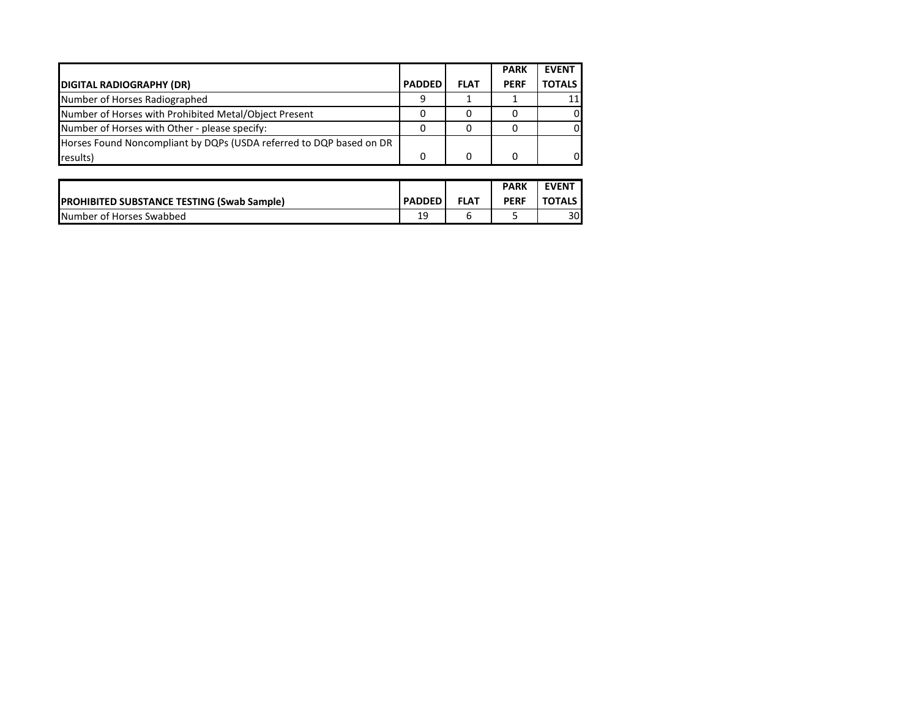| DIGITAL RADIOGRAPHY (DR) | PADDED | FLAT | PARK PERF | EVENT TOTALS |
|---|---|---|---|---|
| Number of Horses Radiographed | 9 | 1 | 1 | 11 |
| Number of Horses with Prohibited Metal/Object Present | 0 | 0 | 0 | 0 |
| Number of Horses with Other - please specify: | 0 | 0 | 0 | 0 |
| Horses Found Noncompliant by DQPs (USDA referred to DQP based on DR results) | 0 | 0 | 0 | 0 |

| PROHIBITED SUBSTANCE TESTING (Swab Sample) | PADDED | FLAT | PARK PERF | EVENT TOTALS |
|---|---|---|---|---|
| Number of Horses Swabbed | 19 | 6 | 5 | 30 |